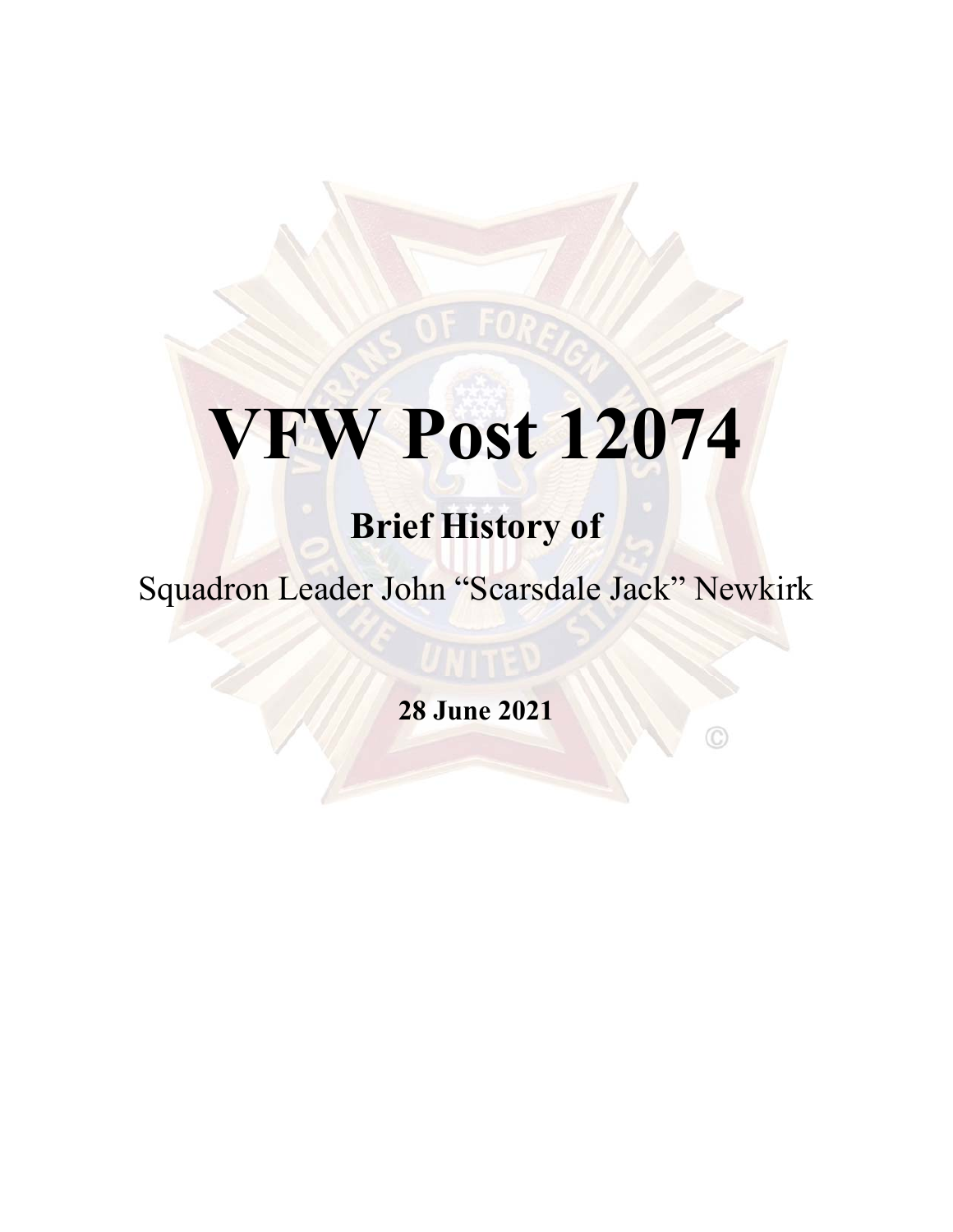# VFW Post 12074

## Brief History of

Squadron Leader John "Scarsdale Jack" Newkirk

**28 June 2021**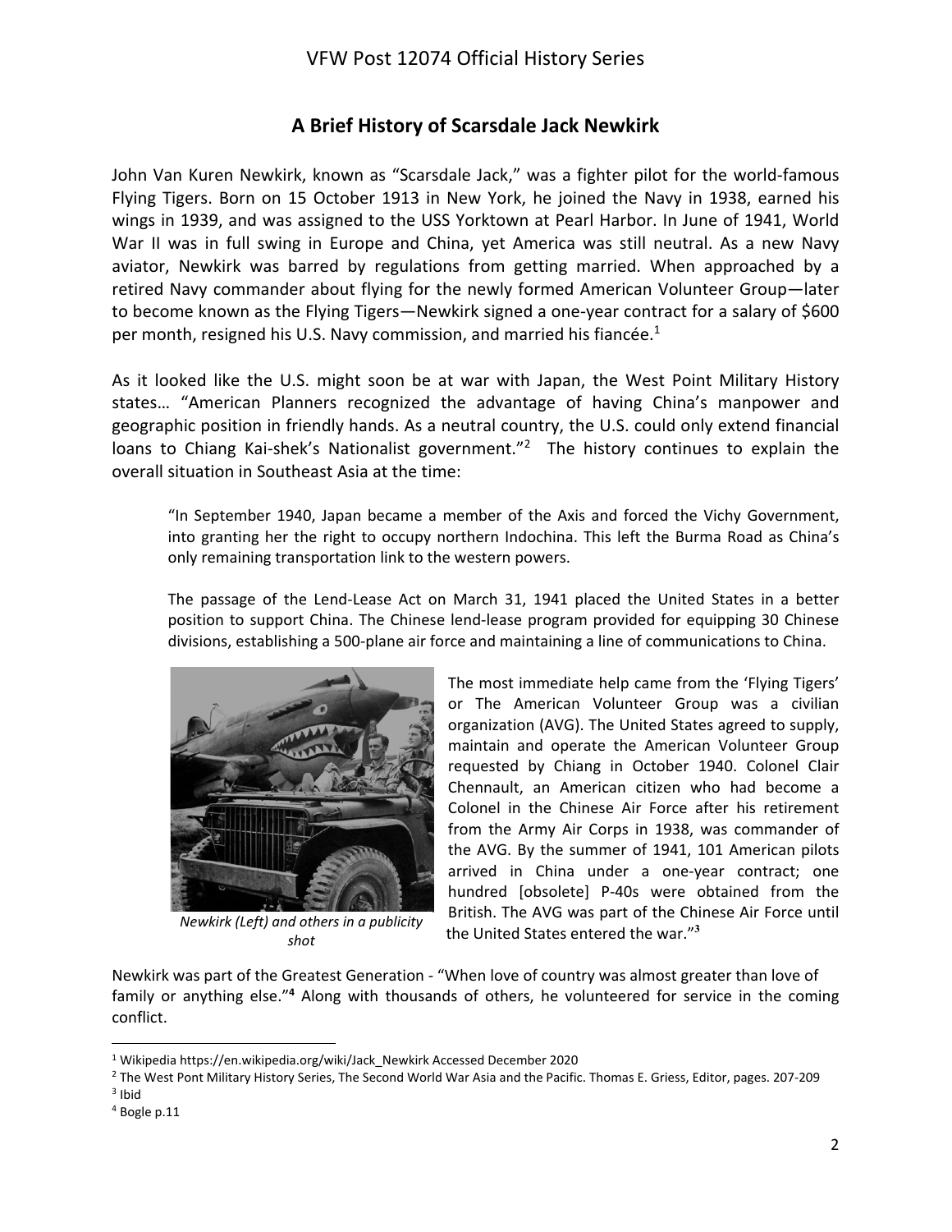# A Brief History of Scarsdale Jack Newkirk

John Van Kuren Newkirk, known as "Scarsdale Jack," was a fighter pilot for the world-famous Flying Tigers. Born on 15 October 1913 in New York, he joined the Navy in 1938, earned his wings in 1939, and was assigned to the USS Yorktown at Pearl Harbor. In June of 1941, World War II was in full swing in Europe and China, yet America was still neutral. As a new Navy aviator, Newkirk was barred by regulations from getting married. When approached by a retired Navy commander about flying for the newly formed American Volunteer Group—later to become known as the Flying Tigers—Newkirk signed a one-year contract for a salary of $600 per month, resigned his U.S. Navy commission, and married his fiancée.[1]

As it looked like the U.S. might soon be at war with Japan, the West Point Military History states… "American Planners recognized the advantage of having China's manpower and geographic position in friendly hands. As a neutral country, the U.S. could only extend financial loans to Chiang Kai-shek's Nationalist government."[2] The history continues to explain the overall situation in Southeast Asia at the time:

> "In September 1940, Japan became a member of the Axis and forced the Vichy Government, into granting her the right to occupy northern Indochina. This left the Burma Road as China's only remaining transportation link to the western powers.
>
> The passage of the Lend-Lease Act on March 31, 1941 placed the United States in a better position to support China. The Chinese lend-lease program provided for equipping 30 Chinese divisions, establishing a 500-plane air force and maintaining a line of communications to China.
>
> The most immediate help came from the 'Flying Tigers' or The American Volunteer Group was a civilian organization (AVG). The United States agreed to supply, maintain and operate the American Volunteer Group requested by Chiang in October 1940. Colonel Clair Chennault, an American citizen who had become a Colonel in the Chinese Air Force after his retirement from the Army Air Corps in 1938, was commander of the AVG. By the summer of 1941, 101 American pilots arrived in China under a one-year contract; one hundred [obsolete] P-40s were obtained from the British. The AVG was part of the Chinese Air Force until the United States entered the war."[3]

*Newkirk (Left) and others in a publicity shot*

Newkirk was part of the Greatest Generation - "When love of country was almost greater than love of family or anything else."[4] Along with thousands of others, he volunteered for service in the coming conflict.

---

[1] Wikipedia https://en.wikipedia.org/wiki/Jack_Newkirk Accessed December 2020

[2] The West Pont Military History Series, The Second World War Asia and the Pacific. Thomas E. Griess, Editor, pages. 207-209

[3] Ibid

[4] Bogle p.11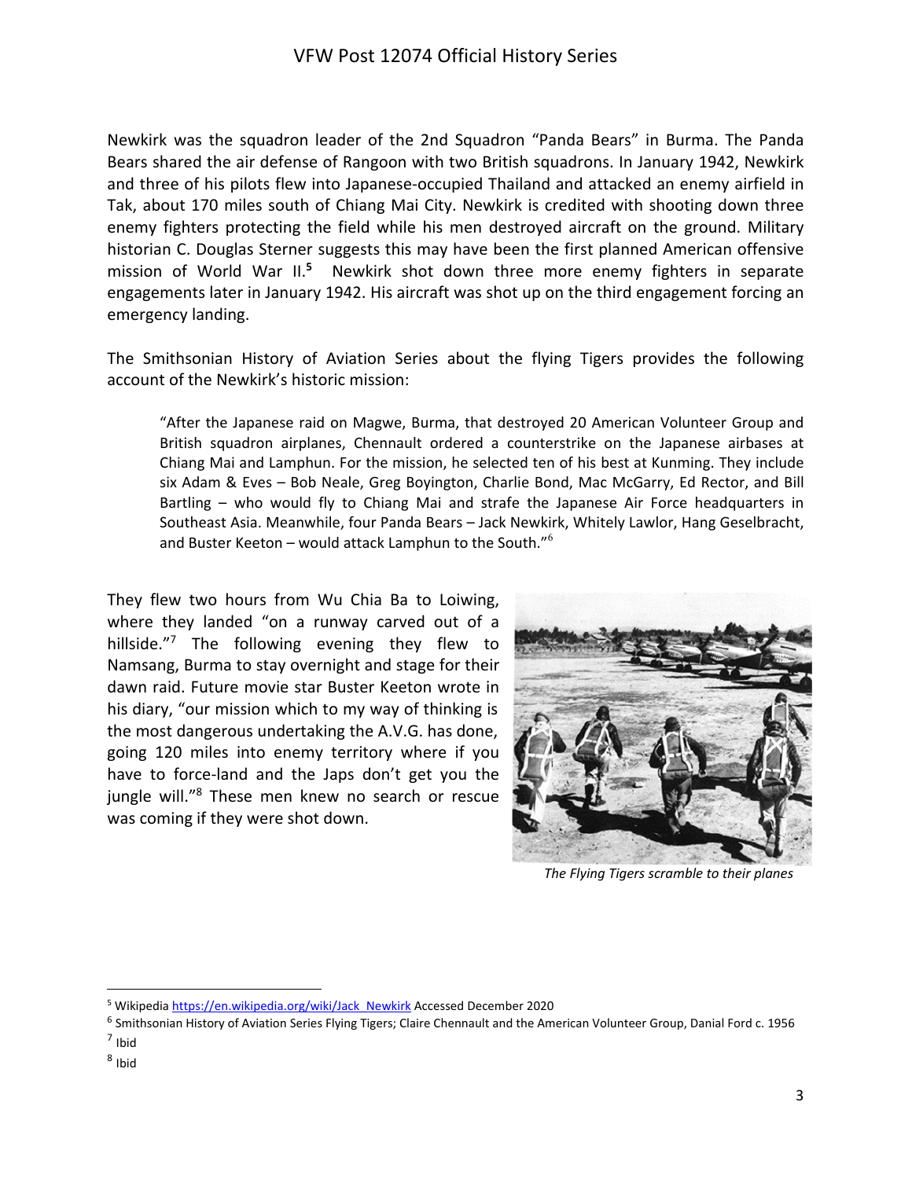Newkirk was the squadron leader of the 2nd Squadron "Panda Bears" in Burma. The Panda Bears shared the air defense of Rangoon with two British squadrons. In January 1942, Newkirk and three of his pilots flew into Japanese-occupied Thailand and attacked an enemy airfield in Tak, about 170 miles south of Chiang Mai City. Newkirk is credited with shooting down three enemy fighters protecting the field while his men destroyed aircraft on the ground. Military historian C. Douglas Sterner suggests this may have been the first planned American offensive mission of World War II.[5] Newkirk shot down three more enemy fighters in separate engagements later in January 1942. His aircraft was shot up on the third engagement forcing an emergency landing.

The Smithsonian History of Aviation Series about the flying Tigers provides the following account of the Newkirk's historic mission:

> "After the Japanese raid on Magwe, Burma, that destroyed 20 American Volunteer Group and British squadron airplanes, Chennault ordered a counterstrike on the Japanese airbases at Chiang Mai and Lamphun. For the mission, he selected ten of his best at Kunming. They include six Adam & Eves – Bob Neale, Greg Boyington, Charlie Bond, Mac McGarry, Ed Rector, and Bill Bartling – who would fly to Chiang Mai and strafe the Japanese Air Force headquarters in Southeast Asia. Meanwhile, four Panda Bears – Jack Newkirk, Whitely Lawlor, Hang Geselbracht, and Buster Keeton – would attack Lamphun to the South."[6]

They flew two hours from Wu Chia Ba to Loiwing, where they landed "on a runway carved out of a hillside."[7] The following evening they flew to Namsang, Burma to stay overnight and stage for their dawn raid. Future movie star Buster Keeton wrote in his diary, "our mission which to my way of thinking is the most dangerous undertaking the A.V.G. has done, going 120 miles into enemy territory where if you have to force-land and the Japs don't get you the jungle will."[8] These men knew no search or rescue was coming if they were shot down.

*The Flying Tigers scramble to their planes*

---

[5] Wikipedia https://en.wikipedia.org/wiki/Jack_Newkirk Accessed December 2020

[6] Smithsonian History of Aviation Series Flying Tigers; Claire Chennault and the American Volunteer Group, Danial Ford c. 1956

[7] Ibid

[8] Ibid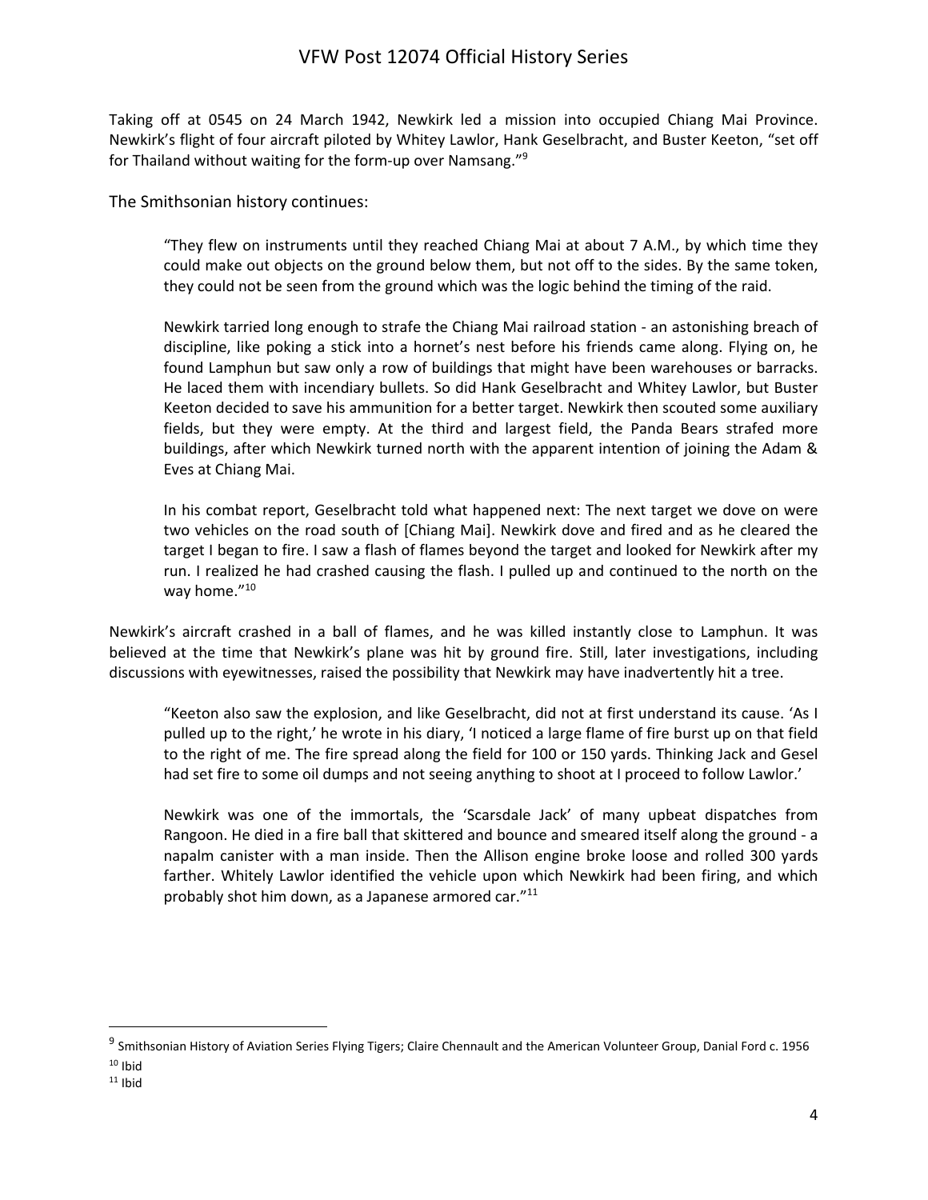Taking off at 0545 on 24 March 1942, Newkirk led a mission into occupied Chiang Mai Province. Newkirk's flight of four aircraft piloted by Whitey Lawlor, Hank Geselbracht, and Buster Keeton, "set off for Thailand without waiting for the form-up over Namsang."[9]

The Smithsonian history continues:

> "They flew on instruments until they reached Chiang Mai at about 7 A.M., by which time they could make out objects on the ground below them, but not off to the sides. By the same token, they could not be seen from the ground which was the logic behind the timing of the raid.
>
> Newkirk tarried long enough to strafe the Chiang Mai railroad station - an astonishing breach of discipline, like poking a stick into a hornet's nest before his friends came along. Flying on, he found Lamphun but saw only a row of buildings that might have been warehouses or barracks. He laced them with incendiary bullets. So did Hank Geselbracht and Whitey Lawlor, but Buster Keeton decided to save his ammunition for a better target. Newkirk then scouted some auxiliary fields, but they were empty. At the third and largest field, the Panda Bears strafed more buildings, after which Newkirk turned north with the apparent intention of joining the Adam & Eves at Chiang Mai.
>
> In his combat report, Geselbracht told what happened next: The next target we dove on were two vehicles on the road south of [Chiang Mai]. Newkirk dove and fired and as he cleared the target I began to fire. I saw a flash of flames beyond the target and looked for Newkirk after my run. I realized he had crashed causing the flash. I pulled up and continued to the north on the way home."[10]

Newkirk's aircraft crashed in a ball of flames, and he was killed instantly close to Lamphun. It was believed at the time that Newkirk's plane was hit by ground fire. Still, later investigations, including discussions with eyewitnesses, raised the possibility that Newkirk may have inadvertently hit a tree.

> "Keeton also saw the explosion, and like Geselbracht, did not at first understand its cause. 'As I pulled up to the right,' he wrote in his diary, 'I noticed a large flame of fire burst up on that field to the right of me. The fire spread along the field for 100 or 150 yards. Thinking Jack and Gesel had set fire to some oil dumps and not seeing anything to shoot at I proceed to follow Lawlor.'
>
> Newkirk was one of the immortals, the 'Scarsdale Jack' of many upbeat dispatches from Rangoon. He died in a fire ball that skittered and bounce and smeared itself along the ground - a napalm canister with a man inside. Then the Allison engine broke loose and rolled 300 yards farther. Whitely Lawlor identified the vehicle upon which Newkirk had been firing, and which probably shot him down, as a Japanese armored car."[11]

---

[9] Smithsonian History of Aviation Series Flying Tigers; Claire Chennault and the American Volunteer Group, Danial Ford c. 1956

[10] Ibid

[11] Ibid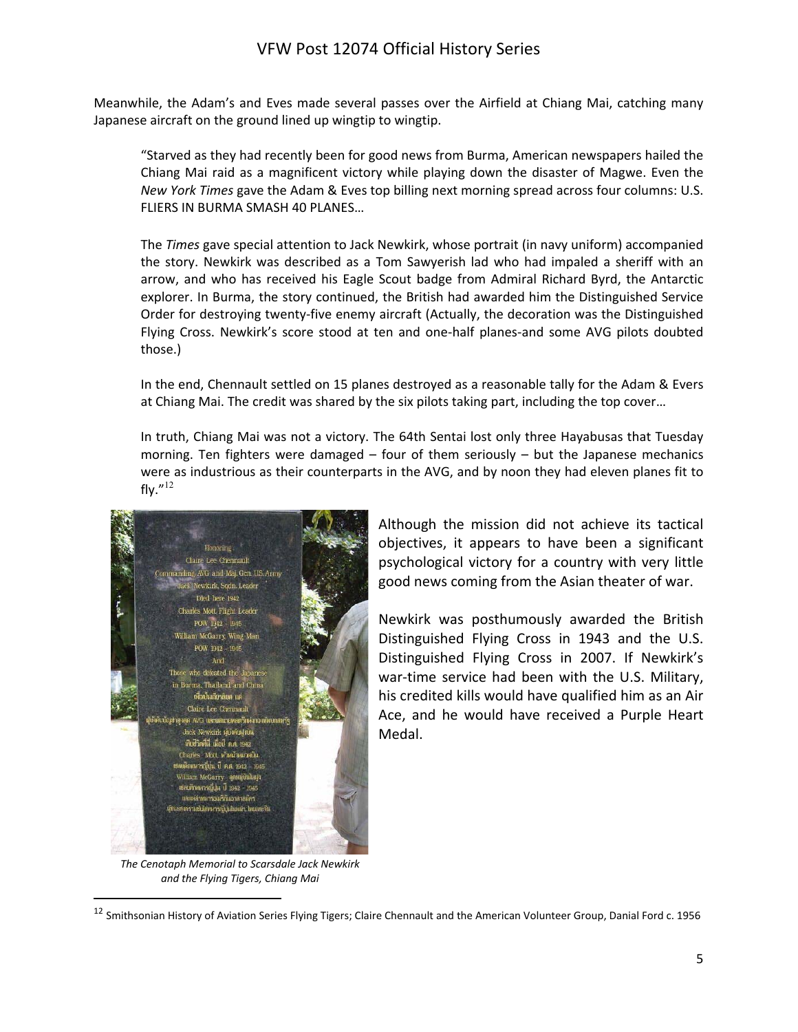Meanwhile, the Adam's and Eves made several passes over the Airfield at Chiang Mai, catching many Japanese aircraft on the ground lined up wingtip to wingtip.

> "Starved as they had recently been for good news from Burma, American newspapers hailed the Chiang Mai raid as a magnificent victory while playing down the disaster of Magwe. Even the *New York Times* gave the Adam & Eves top billing next morning spread across four columns: U.S. FLIERS IN BURMA SMASH 40 PLANES…
>
> The *Times* gave special attention to Jack Newkirk, whose portrait (in navy uniform) accompanied the story. Newkirk was described as a Tom Sawyerish lad who had impaled a sheriff with an arrow, and who has received his Eagle Scout badge from Admiral Richard Byrd, the Antarctic explorer. In Burma, the story continued, the British had awarded him the Distinguished Service Order for destroying twenty-five enemy aircraft (Actually, the decoration was the Distinguished Flying Cross. Newkirk's score stood at ten and one-half planes-and some AVG pilots doubted those.)
>
> In the end, Chennault settled on 15 planes destroyed as a reasonable tally for the Adam & Evers at Chiang Mai. The credit was shared by the six pilots taking part, including the top cover…
>
> In truth, Chiang Mai was not a victory. The 64th Sentai lost only three Hayabusas that Tuesday morning. Ten fighters were damaged – four of them seriously – but the Japanese mechanics were as industrious as their counterparts in the AVG, and by noon they had eleven planes fit to fly."[12]

*The Cenotaph Memorial to Scarsdale Jack Newkirk and the Flying Tigers, Chiang Mai*

Although the mission did not achieve its tactical objectives, it appears to have been a significant psychological victory for a country with very little good news coming from the Asian theater of war.

Newkirk was posthumously awarded the British Distinguished Flying Cross in 1943 and the U.S. Distinguished Flying Cross in 2007. If Newkirk's war-time service had been with the U.S. Military, his credited kills would have qualified him as an Air Ace, and he would have received a Purple Heart Medal.

[12] Smithsonian History of Aviation Series Flying Tigers; Claire Chennault and the American Volunteer Group, Danial Ford c. 1956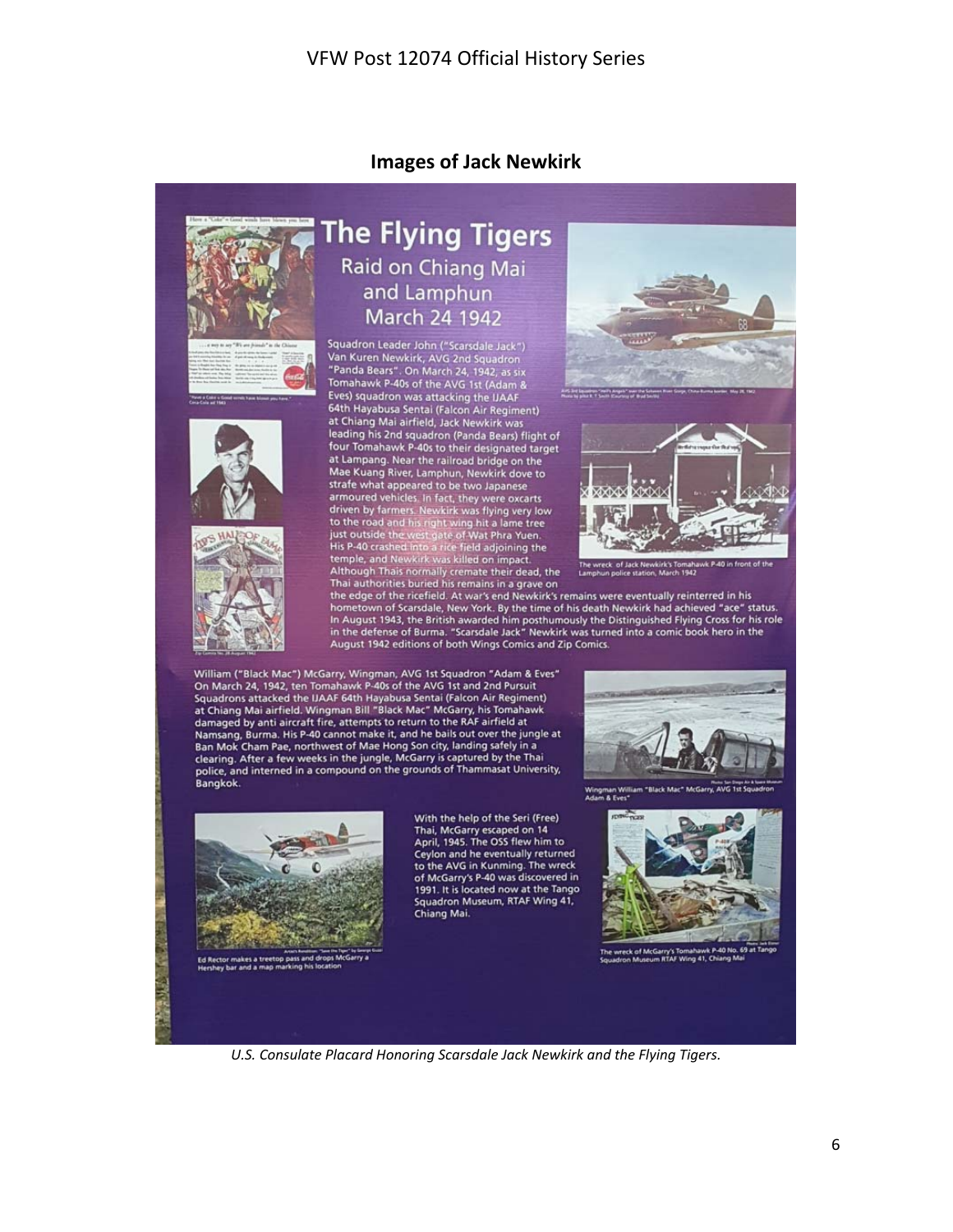## Images of Jack Newkirk

# The Flying Tigers

## Raid on Chiang Mai and Lamphun March 24 1942

Squadron Leader John ("Scarsdale Jack") Van Kuren Newkirk, AVG 2nd Squadron "Panda Bears". On March 24, 1942, as six Tomahawk P-40s of the AVG 1st (Adam & Eves) squadron was attacking the IJAAF 64th Hayabusa Sentai (Falcon Air Regiment) at Chiang Mai airfield, Jack Newkirk was leading his 2nd squadron (Panda Bears) flight of four Tomahawk P-40s to their designated target at Lampang. Near the railroad bridge on the Mae Kuang River, Lamphun, Newkirk dove to strafe what appeared to be two Japanese armoured vehicles. In fact, they were oxcarts driven by farmers. Newkirk was flying very low to the road and his right wing hit a lame tree just outside the west gate of Wat Phra Yuen. His P-40 crashed into a rice field adjoining the temple, and Newkirk was killed on impact. Although Thais normally cremate their dead, the Thai authorities buried his remains in a grave on the edge of the ricefield. At war's end Newkirk's remains were eventually reinterred in his hometown of Scarsdale, New York. By the time of his death Newkirk had achieved "ace" status. In August 1943, the British awarded him posthumously the Distinguished Flying Cross for his role in the defense of Burma. "Scarsdale Jack" Newkirk was turned into a comic book hero in the August 1942 editions of both Wings Comics and Zip Comics.

"Have a Coke = Good winds have blown you here." Coca-Cola ad 1943

Zip Comics No. 28 August 1942

AVG 2nd Squadron "Hell's Angels" over the Salween River Gorge, China-Burma border, May 28, 1942. Photo by pilot R. T. Smith (Courtesy of Brad Smith)

The wreck of Jack Newkirk's Tomahawk P-40 in front of the Lamphun police station, March 1942

William ("Black Mac") McGarry, Wingman, AVG 1st Squadron "Adam & Eves" On March 24, 1942, ten Tomahawk P-40s of the AVG 1st and 2nd Pursuit Squadrons attacked the IJAAF 64th Hayabusa Sentai (Falcon Air Regiment) at Chiang Mai airfield. Wingman Bill "Black Mac" McGarry, his Tomahawk damaged by anti aircraft fire, attempts to return to the RAF airfield at Namsang, Burma. His P-40 cannot make it, and he bails out over the jungle at Ban Mok Cham Pae, northwest of Mae Hong Son city, landing safely in a clearing. After a few weeks in the jungle, McGarry is captured by the Thai police, and interned in a compound on the grounds of Thammasat University, Bangkok.

Wingman William "Black Mac" McGarry, AVG 1st Squadron Adam & Eves"

With the help of the Seri (Free) Thai, McGarry escaped on 14 April, 1945. The OSS flew him to Ceylon and he eventually returned to the AVG in Kunming. The wreck of McGarry's P-40 was discovered in 1991. It is located now at the Tango Squadron Museum, RTAF Wing 41, Chiang Mai.

Artist's Rendition: "Save the Tiger" by George Guzzi

Ed Rector makes a treetop pass and drops McGarry a Hershey bar and a map marking his location

The wreck of McGarry's Tomahawk P-40 No. 69 at Tango Squadron Museum RTAF Wing 41, Chiang Mai

*U.S. Consulate Placard Honoring Scarsdale Jack Newkirk and the Flying Tigers.*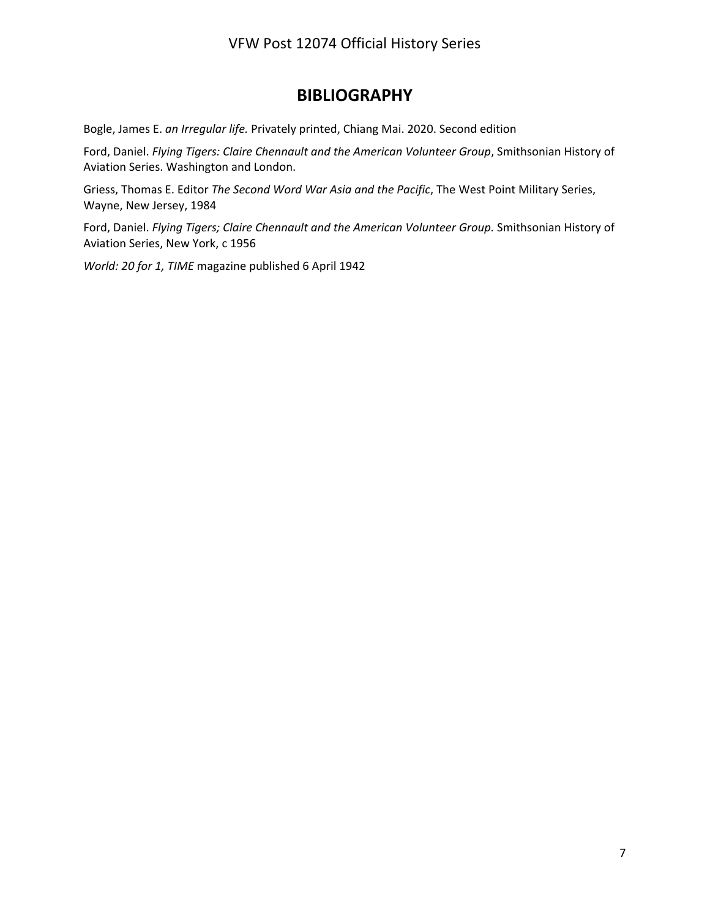## BIBLIOGRAPHY

Bogle, James E. *an Irregular life.* Privately printed, Chiang Mai. 2020. Second edition

Ford, Daniel. *Flying Tigers: Claire Chennault and the American Volunteer Group*, Smithsonian History of Aviation Series. Washington and London.

Griess, Thomas E. Editor *The Second Word War Asia and the Pacific*, The West Point Military Series, Wayne, New Jersey, 1984

Ford, Daniel. *Flying Tigers; Claire Chennault and the American Volunteer Group.* Smithsonian History of Aviation Series, New York, c 1956

*World: 20 for 1, TIME* magazine published 6 April 1942